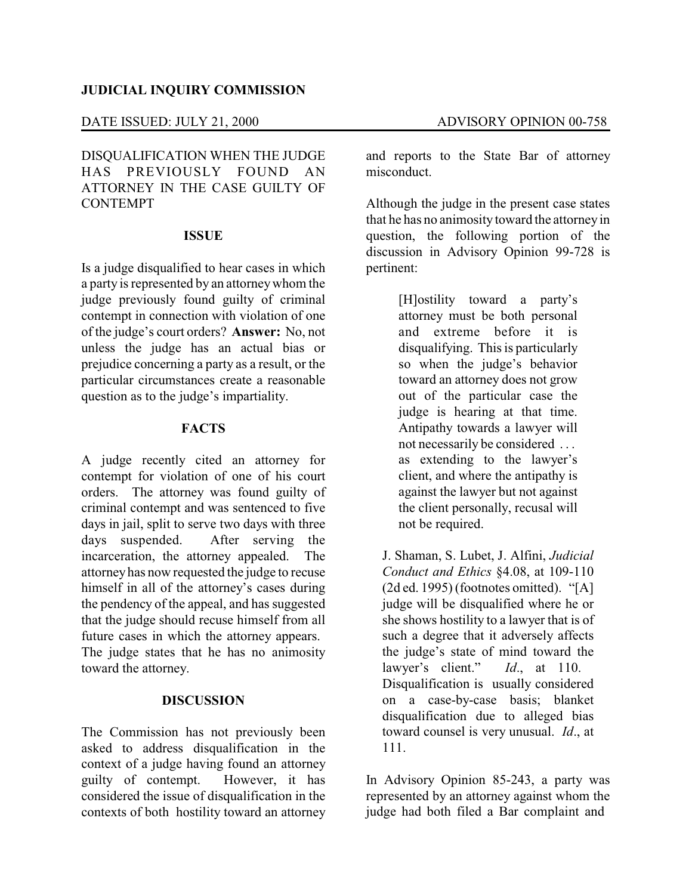**JUDICIAL INQUIRY COMMISSION**

DATE ISSUED: JULY 21, 2000 ADVISORY OPINION 00-758

DISQUALIFICATION WHEN THE JUDGE HAS PREVIOUSLY FOUND AN ATTORNEY IN THE CASE GUILTY OF CONTEMPT

## ISSUE

Is a judge disqualified to hear cases in which a party is represented by an attorney whom the judge previously found guilty of criminal contempt in connection with violation of one of the judge's court orders? **Answer:** No, not unless the judge has an actual bias or prejudice concerning a party as a result, or the particular circumstances create a reasonable question as to the judge's impartiality.

## FACTS

A judge recently cited an attorney for contempt for violation of one of his court orders. The attorney was found guilty of criminal contempt and was sentenced to five days in jail, split to serve two days with three days suspended. After serving the incarceration, the attorney appealed. The attorney has now requested the judge to recuse himself in all of the attorney's cases during the pendency of the appeal, and has suggested that the judge should recuse himself from all future cases in which the attorney appears. The judge states that he has no animosity toward the attorney.

## DISCUSSION

The Commission has not previously been asked to address disqualification in the context of a judge having found an attorney guilty of contempt. However, it has considered the issue of disqualification in the contexts of both hostility toward an attorney and reports to the State Bar of attorney misconduct.

Although the judge in the present case states that he has no animosity toward the attorney in question, the following portion of the discussion in Advisory Opinion 99-728 is pertinent:

> [H]ostility toward a party's attorney must be both personal and extreme before it is disqualifying. This is particularly so when the judge's behavior toward an attorney does not grow out of the particular case the judge is hearing at that time. Antipathy towards a lawyer will not necessarily be considered . . . as extending to the lawyer's client, and where the antipathy is against the lawyer but not against the client personally, recusal will not be required.

J. Shaman, S. Lubet, J. Alfini, *Judicial Conduct and Ethics* §4.08, at 109-110 (2d ed. 1995) (footnotes omitted). "[A] judge will be disqualified where he or she shows hostility to a lawyer that is of such a degree that it adversely affects the judge's state of mind toward the lawyer's client." *Id*., at 110. Disqualification is usually considered on a case-by-case basis; blanket disqualification due to alleged bias toward counsel is very unusual. *Id*., at 111.

In Advisory Opinion 85-243, a party was represented by an attorney against whom the judge had both filed a Bar complaint and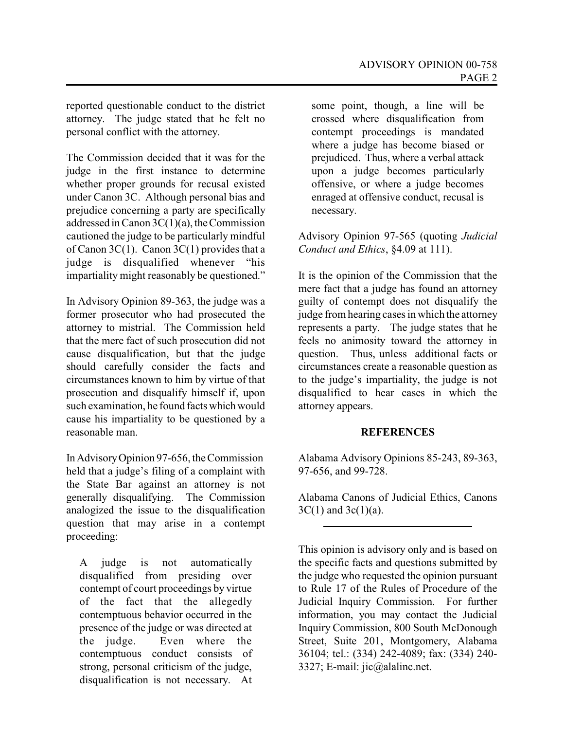reported questionable conduct to the district attorney. The judge stated that he felt no personal conflict with the attorney.

The Commission decided that it was for the judge in the first instance to determine whether proper grounds for recusal existed under Canon 3C. Although personal bias and prejudice concerning a party are specifically addressed in Canon 3C(1)(a), the Commission cautioned the judge to be particularly mindful of Canon 3C(1). Canon 3C(1) provides that a judge is disqualified whenever "his impartiality might reasonably be questioned."

In Advisory Opinion 89-363, the judge was a former prosecutor who had prosecuted the attorney to mistrial. The Commission held that the mere fact of such prosecution did not cause disqualification, but that the judge should carefully consider the facts and circumstances known to him by virtue of that prosecution and disqualify himself if, upon such examination, he found facts which would cause his impartiality to be questioned by a reasonable man.

In Advisory Opinion 97-656, the Commission held that a judge's filing of a complaint with the State Bar against an attorney is not generally disqualifying. The Commission analogized the issue to the disqualification question that may arise in a contempt proceeding:

> A judge is not automatically disqualified from presiding over contempt of court proceedings by virtue of the fact that the allegedly contemptuous behavior occurred in the presence of the judge or was directed at the judge. Even where the contemptuous conduct consists of strong, personal criticism of the judge, disqualification is not necessary. At some point, though, a line will be crossed where disqualification from contempt proceedings is mandated where a judge has become biased or prejudiced. Thus, where a verbal attack upon a judge becomes particularly offensive, or where a judge becomes enraged at offensive conduct, recusal is necessary.

Advisory Opinion 97-565 (quoting *Judicial Conduct and Ethics*, §4.09 at 111).

It is the opinion of the Commission that the mere fact that a judge has found an attorney guilty of contempt does not disqualify the judge from hearing cases in which the attorney represents a party. The judge states that he feels no animosity toward the attorney in question. Thus, unless additional facts or circumstances create a reasonable question as to the judge's impartiality, the judge is not disqualified to hear cases in which the attorney appears.

**REFERENCES**

Alabama Advisory Opinions 85-243, 89-363, 97-656, and 99-728.

Alabama Canons of Judicial Ethics, Canons 3C(1) and 3c(1)(a).

---

This opinion is advisory only and is based on the specific facts and questions submitted by the judge who requested the opinion pursuant to Rule 17 of the Rules of Procedure of the Judicial Inquiry Commission. For further information, you may contact the Judicial Inquiry Commission, 800 South McDonough Street, Suite 201, Montgomery, Alabama 36104; tel.: (334) 242-4089; fax: (334) 240-3327; E-mail: jic@alalinc.net.